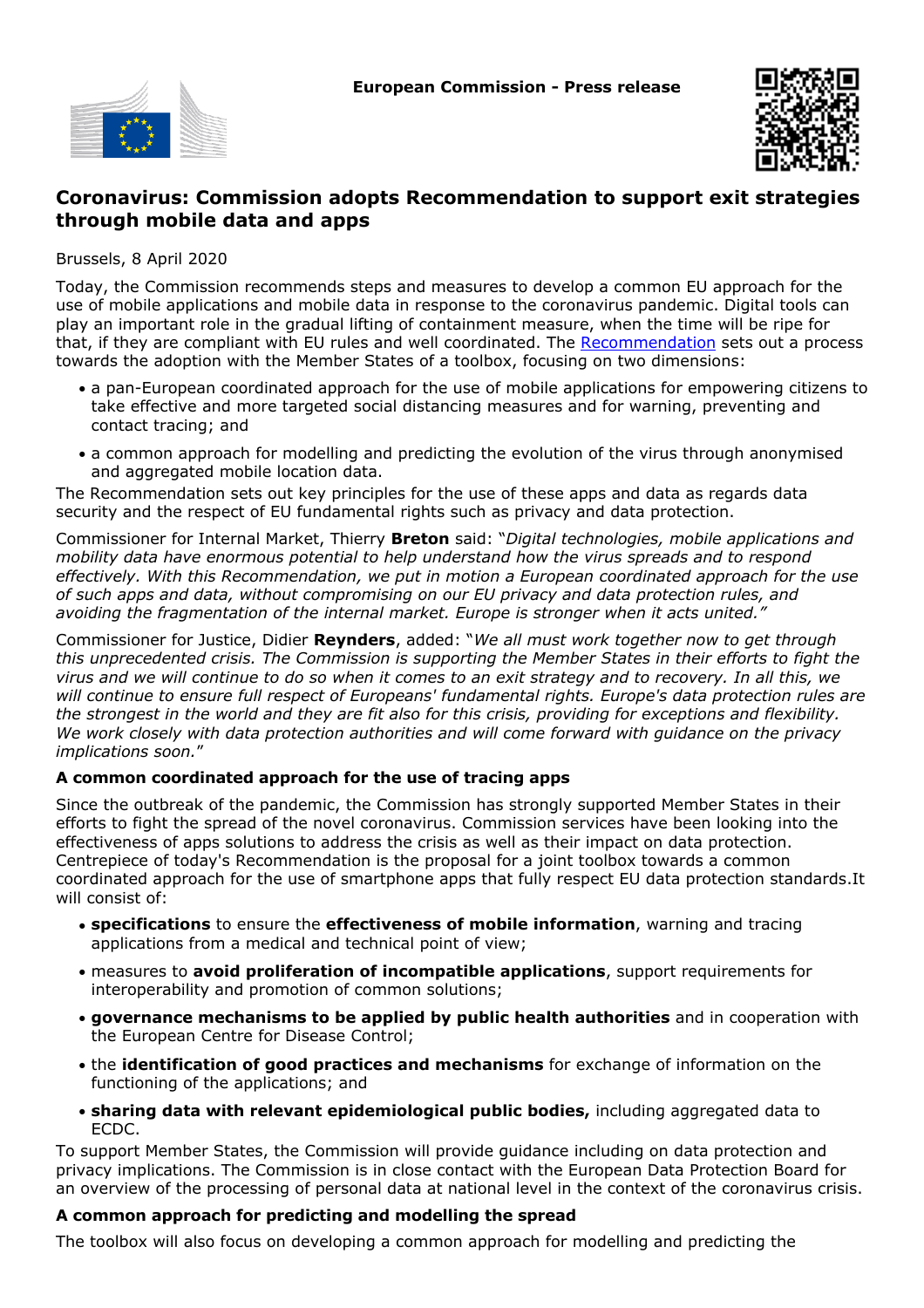European Commission - Press release

# Coronavirus: Commission adopts Recommendation to support exit strategies through mobile data and apps

Brussels, 8 April 2020

Today, the Commission recommends steps and measures to develop a common EU approach for the use of mobile applications and mobile data in response to the coronavirus pandemic. Digital tools can play an important role in the gradual lifting of containment measure, when the time will be ripe for that, if they are compliant with EU rules and well coordinated. The Recommendation sets out a process towards the adoption with the Member States of a toolbox, focusing on two dimensions:

- a pan-European coordinated approach for the use of mobile applications for empowering citizens to take effective and more targeted social distancing measures and for warning, preventing and contact tracing; and
- a common approach for modelling and predicting the evolution of the virus through anonymised and aggregated mobile location data.

The Recommendation sets out key principles for the use of these apps and data as regards data security and the respect of EU fundamental rights such as privacy and data protection.

Commissioner for Internal Market, Thierry **Breton** said: "*Digital technologies, mobile applications and mobility data have enormous potential to help understand how the virus spreads and to respond effectively. With this Recommendation, we put in motion a European coordinated approach for the use of such apps and data, without compromising on our EU privacy and data protection rules, and avoiding the fragmentation of the internal market. Europe is stronger when it acts united.*"

Commissioner for Justice, Didier **Reynders**, added: "*We all must work together now to get through this unprecedented crisis. The Commission is supporting the Member States in their efforts to fight the virus and we will continue to do so when it comes to an exit strategy and to recovery. In all this, we will continue to ensure full respect of Europeans' fundamental rights. Europe's data protection rules are the strongest in the world and they are fit also for this crisis, providing for exceptions and flexibility. We work closely with data protection authorities and will come forward with guidance on the privacy implications soon.*"

### A common coordinated approach for the use of tracing apps

Since the outbreak of the pandemic, the Commission has strongly supported Member States in their efforts to fight the spread of the novel coronavirus. Commission services have been looking into the effectiveness of apps solutions to address the crisis as well as their impact on data protection. Centrepiece of today's Recommendation is the proposal for a joint toolbox towards a common coordinated approach for the use of smartphone apps that fully respect EU data protection standards.It will consist of:

- **specifications** to ensure the **effectiveness of mobile information**, warning and tracing applications from a medical and technical point of view;
- measures to **avoid proliferation of incompatible applications**, support requirements for interoperability and promotion of common solutions;
- **governance mechanisms to be applied by public health authorities** and in cooperation with the European Centre for Disease Control;
- the **identification of good practices and mechanisms** for exchange of information on the functioning of the applications; and
- **sharing data with relevant epidemiological public bodies,** including aggregated data to ECDC.

To support Member States, the Commission will provide guidance including on data protection and privacy implications. The Commission is in close contact with the European Data Protection Board for an overview of the processing of personal data at national level in the context of the coronavirus crisis.

### A common approach for predicting and modelling the spread

The toolbox will also focus on developing a common approach for modelling and predicting the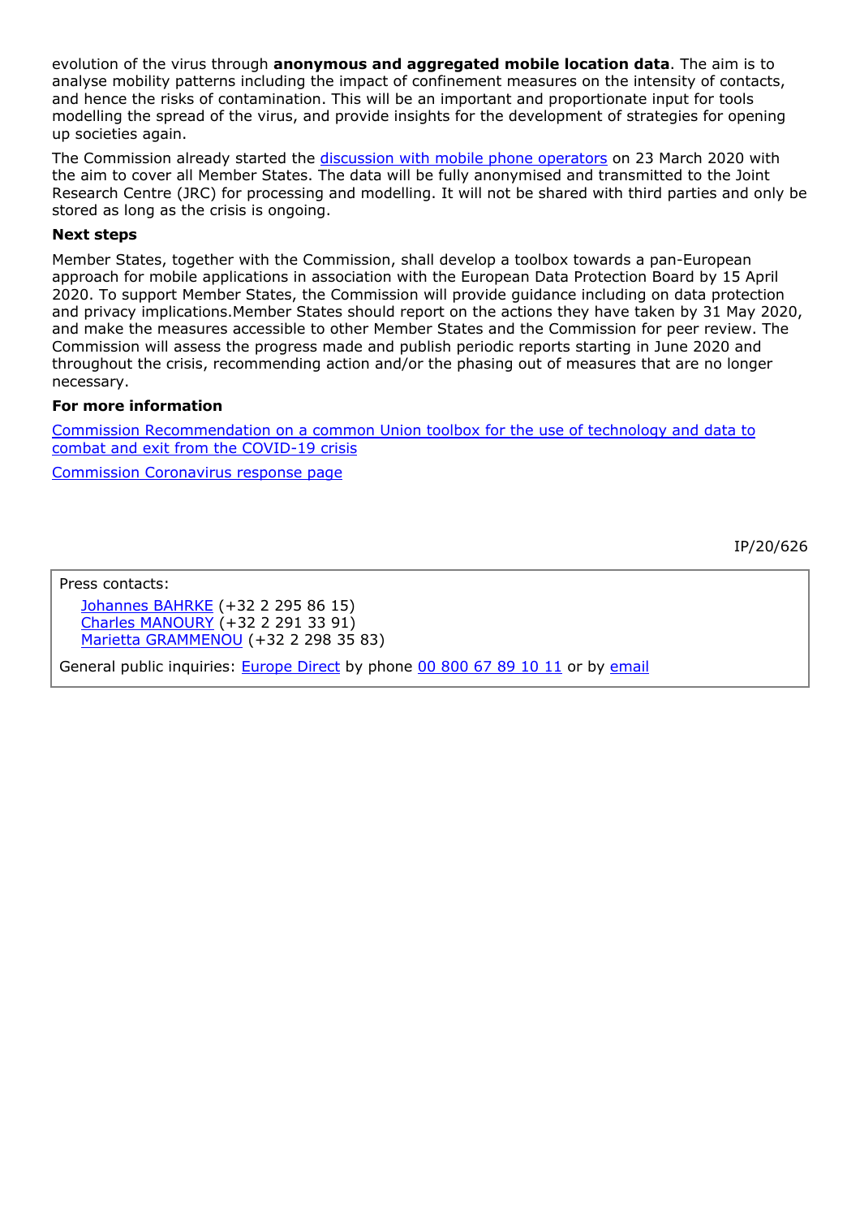evolution of the virus through **anonymous and aggregated mobile location data**. The aim is to analyse mobility patterns including the impact of confinement measures on the intensity of contacts, and hence the risks of contamination. This will be an important and proportionate input for tools modelling the spread of the virus, and provide insights for the development of strategies for opening up societies again.

The Commission already started the discussion with mobile phone operators on 23 March 2020 with the aim to cover all Member States. The data will be fully anonymised and transmitted to the Joint Research Centre (JRC) for processing and modelling. It will not be shared with third parties and only be stored as long as the crisis is ongoing.

**Next steps**

Member States, together with the Commission, shall develop a toolbox towards a pan-European approach for mobile applications in association with the European Data Protection Board by 15 April 2020. To support Member States, the Commission will provide guidance including on data protection and privacy implications.Member States should report on the actions they have taken by 31 May 2020, and make the measures accessible to other Member States and the Commission for peer review. The Commission will assess the progress made and publish periodic reports starting in June 2020 and throughout the crisis, recommending action and/or the phasing out of measures that are no longer necessary.

**For more information**

Commission Recommendation on a common Union toolbox for the use of technology and data to combat and exit from the COVID-19 crisis

Commission Coronavirus response page

IP/20/626

Press contacts:

Johannes BAHRKE (+32 2 295 86 15)
Charles MANOURY (+32 2 291 33 91)
Marietta GRAMMENOU (+32 2 298 35 83)

General public inquiries: Europe Direct by phone 00 800 67 89 10 11 or by email